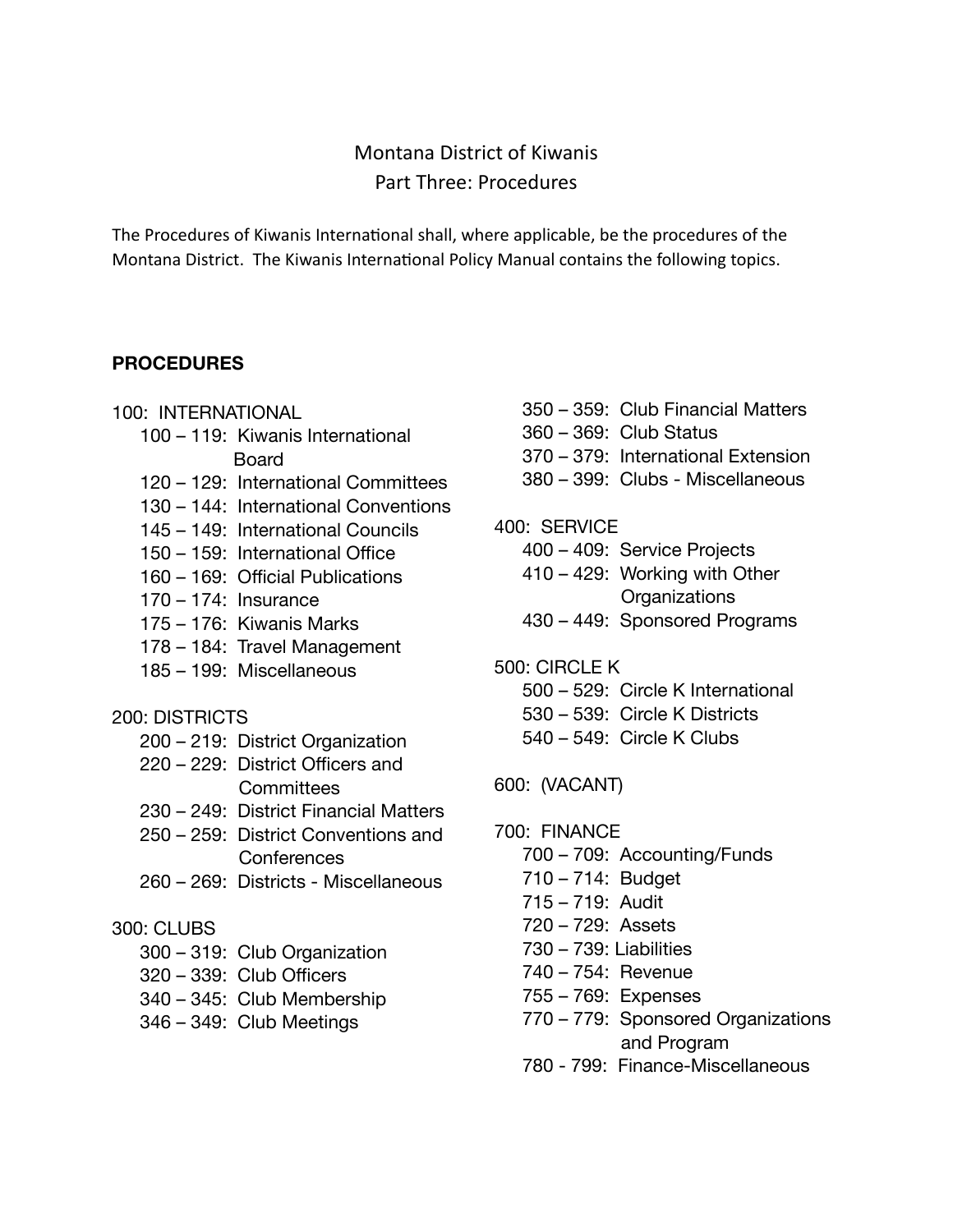# Montana District of Kiwanis

## Part Three: Procedures

The Procedures of Kiwanis International shall, where applicable, be the procedures of the Montana District. The Kiwanis International Policy Manual contains the following topics.

**PROCEDURES**

100: INTERNATIONAL

- 100 – 119: Kiwanis International Board
- 120 – 129: International Committees
- 130 – 144: International Conventions
- 145 – 149: International Councils
- 150 – 159: International Office
- 160 – 169: Official Publications
- 170 – 174: Insurance
- 175 – 176: Kiwanis Marks
- 178 – 184: Travel Management
- 185 – 199: Miscellaneous

200: DISTRICTS

- 200 – 219: District Organization
- 220 – 229: District Officers and Committees
- 230 – 249: District Financial Matters
- 250 – 259: District Conventions and Conferences
- 260 – 269: Districts - Miscellaneous

300: CLUBS

- 300 – 319: Club Organization
- 320 – 339: Club Officers
- 340 – 345: Club Membership
- 346 – 349: Club Meetings
- 350 – 359: Club Financial Matters
- 360 – 369: Club Status
- 370 – 379: International Extension
- 380 – 399: Clubs - Miscellaneous

400: SERVICE

- 400 – 409: Service Projects
- 410 – 429: Working with Other Organizations
- 430 – 449: Sponsored Programs

500: CIRCLE K

- 500 – 529: Circle K International
- 530 – 539: Circle K Districts
- 540 – 549: Circle K Clubs

600: (VACANT)

700: FINANCE

- 700 – 709: Accounting/Funds
- 710 – 714: Budget
- 715 – 719: Audit
- 720 – 729: Assets
- 730 – 739: Liabilities
- 740 – 754: Revenue
- 755 – 769: Expenses
- 770 – 779: Sponsored Organizations and Program
- 780 - 799: Finance-Miscellaneous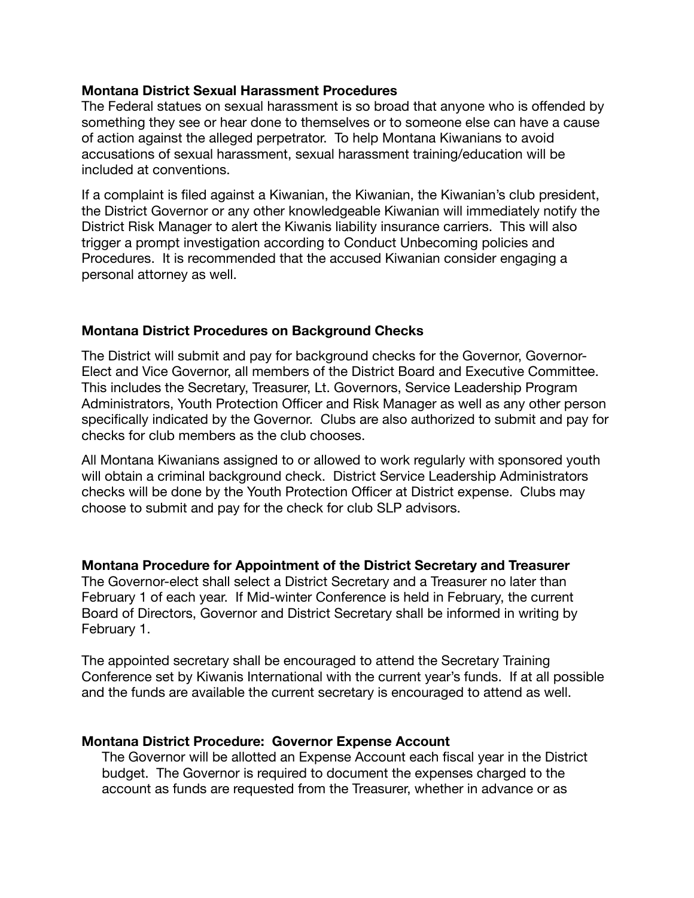**Montana District Sexual Harassment Procedures**

The Federal statues on sexual harassment is so broad that anyone who is offended by something they see or hear done to themselves or to someone else can have a cause of action against the alleged perpetrator. To help Montana Kiwanians to avoid accusations of sexual harassment, sexual harassment training/education will be included at conventions.

If a complaint is filed against a Kiwanian, the Kiwanian, the Kiwanian's club president, the District Governor or any other knowledgeable Kiwanian will immediately notify the District Risk Manager to alert the Kiwanis liability insurance carriers. This will also trigger a prompt investigation according to Conduct Unbecoming policies and Procedures. It is recommended that the accused Kiwanian consider engaging a personal attorney as well.

**Montana District Procedures on Background Checks**

The District will submit and pay for background checks for the Governor, Governor-Elect and Vice Governor, all members of the District Board and Executive Committee. This includes the Secretary, Treasurer, Lt. Governors, Service Leadership Program Administrators, Youth Protection Officer and Risk Manager as well as any other person specifically indicated by the Governor. Clubs are also authorized to submit and pay for checks for club members as the club chooses.

All Montana Kiwanians assigned to or allowed to work regularly with sponsored youth will obtain a criminal background check. District Service Leadership Administrators checks will be done by the Youth Protection Officer at District expense. Clubs may choose to submit and pay for the check for club SLP advisors.

**Montana Procedure for Appointment of the District Secretary and Treasurer**

The Governor-elect shall select a District Secretary and a Treasurer no later than February 1 of each year. If Mid-winter Conference is held in February, the current Board of Directors, Governor and District Secretary shall be informed in writing by February 1.

The appointed secretary shall be encouraged to attend the Secretary Training Conference set by Kiwanis International with the current year's funds. If at all possible and the funds are available the current secretary is encouraged to attend as well.

**Montana District Procedure: Governor Expense Account**

The Governor will be allotted an Expense Account each fiscal year in the District budget. The Governor is required to document the expenses charged to the account as funds are requested from the Treasurer, whether in advance or as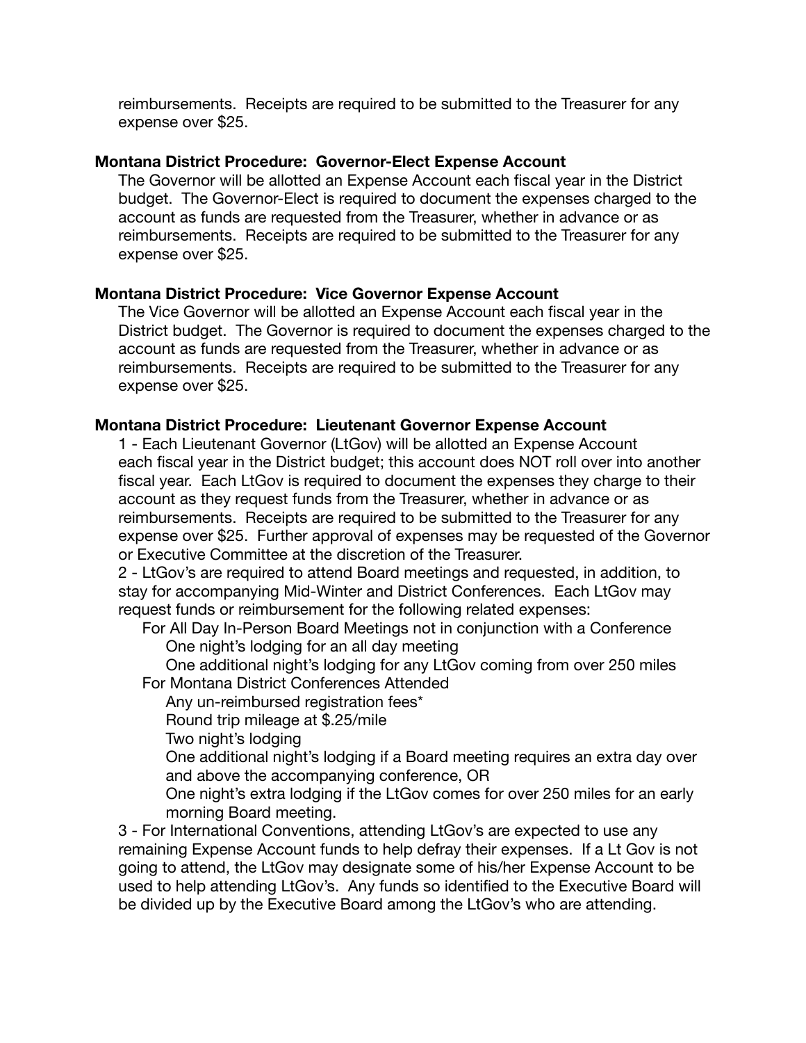reimbursements. Receipts are required to be submitted to the Treasurer for any expense over $25.

**Montana District Procedure: Governor-Elect Expense Account**

The Governor will be allotted an Expense Account each fiscal year in the District budget. The Governor-Elect is required to document the expenses charged to the account as funds are requested from the Treasurer, whether in advance or as reimbursements. Receipts are required to be submitted to the Treasurer for any expense over $25.

**Montana District Procedure: Vice Governor Expense Account**

The Vice Governor will be allotted an Expense Account each fiscal year in the District budget. The Governor is required to document the expenses charged to the account as funds are requested from the Treasurer, whether in advance or as reimbursements. Receipts are required to be submitted to the Treasurer for any expense over $25.

**Montana District Procedure: Lieutenant Governor Expense Account**

1 - Each Lieutenant Governor (LtGov) will be allotted an Expense Account each fiscal year in the District budget; this account does NOT roll over into another fiscal year. Each LtGov is required to document the expenses they charge to their account as they request funds from the Treasurer, whether in advance or as reimbursements. Receipts are required to be submitted to the Treasurer for any expense over $25. Further approval of expenses may be requested of the Governor or Executive Committee at the discretion of the Treasurer.

2 - LtGov's are required to attend Board meetings and requested, in addition, to stay for accompanying Mid-Winter and District Conferences. Each LtGov may request funds or reimbursement for the following related expenses:

- For All Day In-Person Board Meetings not in conjunction with a Conference
  - One night's lodging for an all day meeting
  - One additional night's lodging for any LtGov coming from over 250 miles
- For Montana District Conferences Attended
  - Any un-reimbursed registration fees*
  - Round trip mileage at $.25/mile
  - Two night's lodging
  - One additional night's lodging if a Board meeting requires an extra day over and above the accompanying conference, OR
  - One night's extra lodging if the LtGov comes for over 250 miles for an early morning Board meeting.

3 - For International Conventions, attending LtGov's are expected to use any remaining Expense Account funds to help defray their expenses. If a Lt Gov is not going to attend, the LtGov may designate some of his/her Expense Account to be used to help attending LtGov's. Any funds so identified to the Executive Board will be divided up by the Executive Board among the LtGov's who are attending.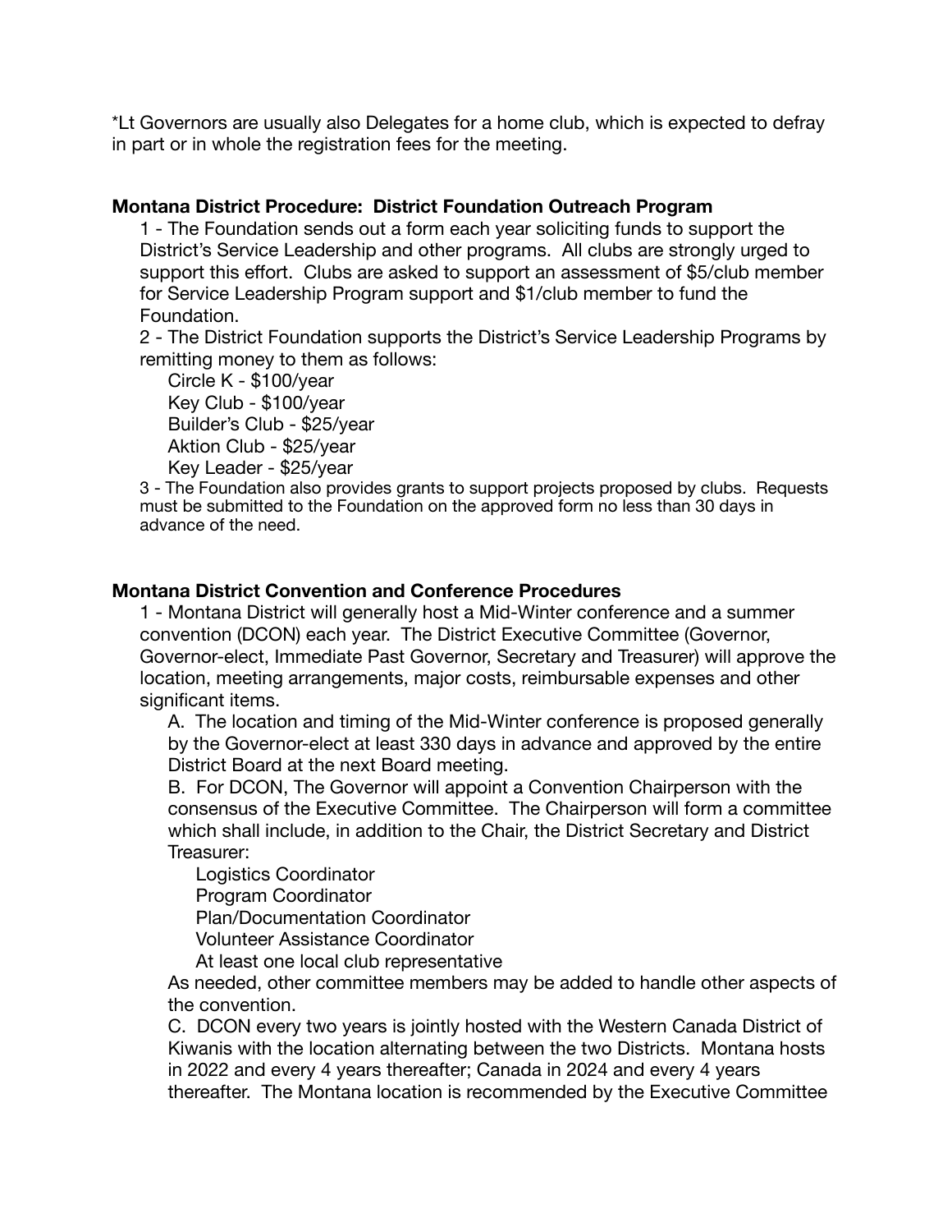*Lt Governors are usually also Delegates for a home club, which is expected to defray in part or in whole the registration fees for the meeting.

**Montana District Procedure: District Foundation Outreach Program**

1 - The Foundation sends out a form each year soliciting funds to support the District's Service Leadership and other programs. All clubs are strongly urged to support this effort. Clubs are asked to support an assessment of $5/club member for Service Leadership Program support and $1/club member to fund the Foundation.

2 - The District Foundation supports the District's Service Leadership Programs by remitting money to them as follows:

- Circle K - $100/year
- Key Club - $100/year
- Builder's Club - $25/year
- Aktion Club - $25/year
- Key Leader - $25/year

3 - The Foundation also provides grants to support projects proposed by clubs. Requests must be submitted to the Foundation on the approved form no less than 30 days in advance of the need.

**Montana District Convention and Conference Procedures**

1 - Montana District will generally host a Mid-Winter conference and a summer convention (DCON) each year. The District Executive Committee (Governor, Governor-elect, Immediate Past Governor, Secretary and Treasurer) will approve the location, meeting arrangements, major costs, reimbursable expenses and other significant items.

A. The location and timing of the Mid-Winter conference is proposed generally by the Governor-elect at least 330 days in advance and approved by the entire District Board at the next Board meeting.

B. For DCON, The Governor will appoint a Convention Chairperson with the consensus of the Executive Committee. The Chairperson will form a committee which shall include, in addition to the Chair, the District Secretary and District Treasurer:

- Logistics Coordinator
- Program Coordinator
- Plan/Documentation Coordinator
- Volunteer Assistance Coordinator
- At least one local club representative

As needed, other committee members may be added to handle other aspects of the convention.

C. DCON every two years is jointly hosted with the Western Canada District of Kiwanis with the location alternating between the two Districts. Montana hosts in 2022 and every 4 years thereafter; Canada in 2024 and every 4 years thereafter. The Montana location is recommended by the Executive Committee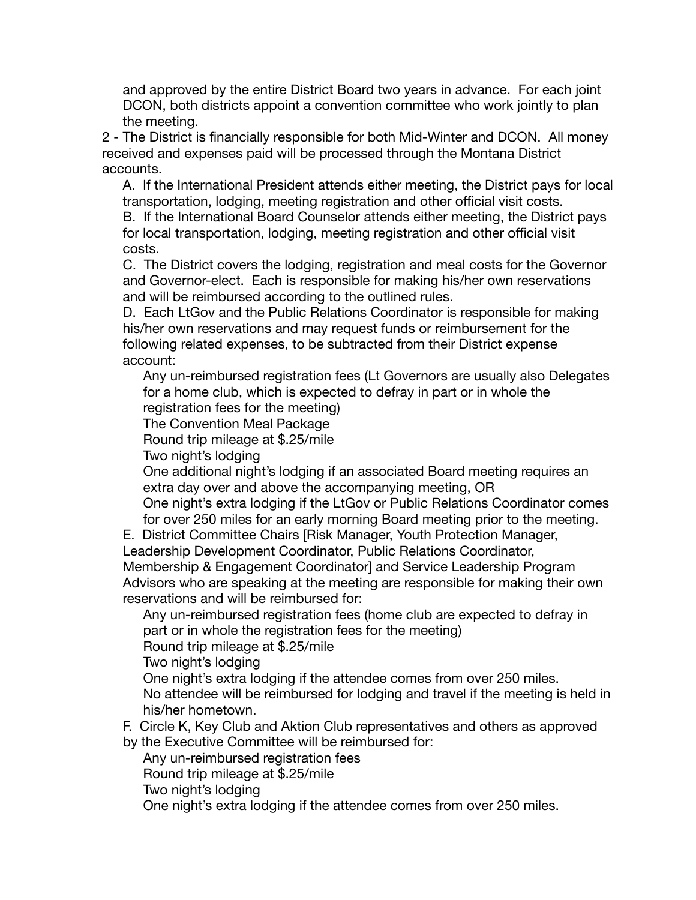and approved by the entire District Board two years in advance. For each joint DCON, both districts appoint a convention committee who work jointly to plan the meeting.

2 - The District is financially responsible for both Mid-Winter and DCON. All money received and expenses paid will be processed through the Montana District accounts.

A. If the International President attends either meeting, the District pays for local transportation, lodging, meeting registration and other official visit costs.

B. If the International Board Counselor attends either meeting, the District pays for local transportation, lodging, meeting registration and other official visit costs.

C. The District covers the lodging, registration and meal costs for the Governor and Governor-elect. Each is responsible for making his/her own reservations and will be reimbursed according to the outlined rules.

D. Each LtGov and the Public Relations Coordinator is responsible for making his/her own reservations and may request funds or reimbursement for the following related expenses, to be subtracted from their District expense account:

- Any un-reimbursed registration fees (Lt Governors are usually also Delegates for a home club, which is expected to defray in part or in whole the registration fees for the meeting)
- The Convention Meal Package
- Round trip mileage at $.25/mile
- Two night's lodging
- One additional night's lodging if an associated Board meeting requires an extra day over and above the accompanying meeting, OR
- One night's extra lodging if the LtGov or Public Relations Coordinator comes for over 250 miles for an early morning Board meeting prior to the meeting.

E. District Committee Chairs [Risk Manager, Youth Protection Manager, Leadership Development Coordinator, Public Relations Coordinator, Membership & Engagement Coordinator] and Service Leadership Program Advisors who are speaking at the meeting are responsible for making their own reservations and will be reimbursed for:

- Any un-reimbursed registration fees (home club are expected to defray in part or in whole the registration fees for the meeting)
- Round trip mileage at $.25/mile
- Two night's lodging
- One night's extra lodging if the attendee comes from over 250 miles.
- No attendee will be reimbursed for lodging and travel if the meeting is held in his/her hometown.

F. Circle K, Key Club and Aktion Club representatives and others as approved by the Executive Committee will be reimbursed for:

- Any un-reimbursed registration fees
- Round trip mileage at $.25/mile
- Two night's lodging
- One night's extra lodging if the attendee comes from over 250 miles.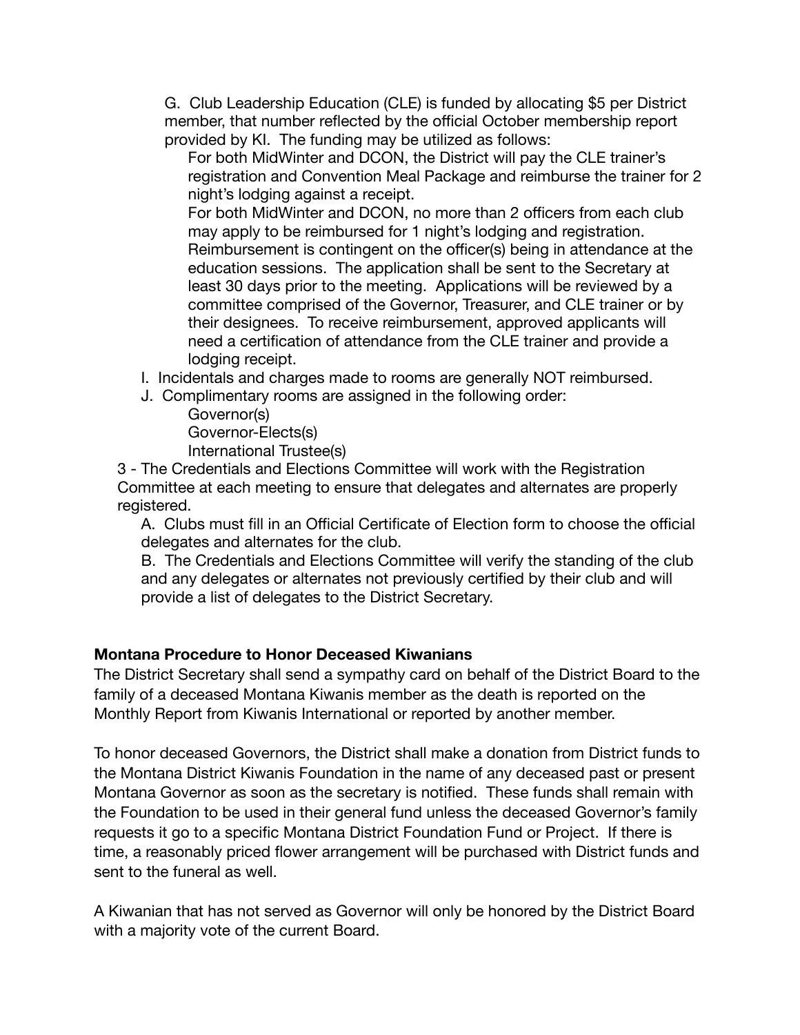G. Club Leadership Education (CLE) is funded by allocating $5 per District member, that number reflected by the official October membership report provided by KI. The funding may be utilized as follows:

For both MidWinter and DCON, the District will pay the CLE trainer's registration and Convention Meal Package and reimburse the trainer for 2 night's lodging against a receipt.

For both MidWinter and DCON, no more than 2 officers from each club may apply to be reimbursed for 1 night's lodging and registration. Reimbursement is contingent on the officer(s) being in attendance at the education sessions. The application shall be sent to the Secretary at least 30 days prior to the meeting. Applications will be reviewed by a committee comprised of the Governor, Treasurer, and CLE trainer or by their designees. To receive reimbursement, approved applicants will need a certification of attendance from the CLE trainer and provide a lodging receipt.

I. Incidentals and charges made to rooms are generally NOT reimbursed.

J. Complimentary rooms are assigned in the following order:

- Governor(s)
- Governor-Elects(s)
- International Trustee(s)

3 - The Credentials and Elections Committee will work with the Registration Committee at each meeting to ensure that delegates and alternates are properly registered.

A. Clubs must fill in an Official Certificate of Election form to choose the official delegates and alternates for the club.

B. The Credentials and Elections Committee will verify the standing of the club and any delegates or alternates not previously certified by their club and will provide a list of delegates to the District Secretary.

**Montana Procedure to Honor Deceased Kiwanians**

The District Secretary shall send a sympathy card on behalf of the District Board to the family of a deceased Montana Kiwanis member as the death is reported on the Monthly Report from Kiwanis International or reported by another member.

To honor deceased Governors, the District shall make a donation from District funds to the Montana District Kiwanis Foundation in the name of any deceased past or present Montana Governor as soon as the secretary is notified. These funds shall remain with the Foundation to be used in their general fund unless the deceased Governor's family requests it go to a specific Montana District Foundation Fund or Project. If there is time, a reasonably priced flower arrangement will be purchased with District funds and sent to the funeral as well.

A Kiwanian that has not served as Governor will only be honored by the District Board with a majority vote of the current Board.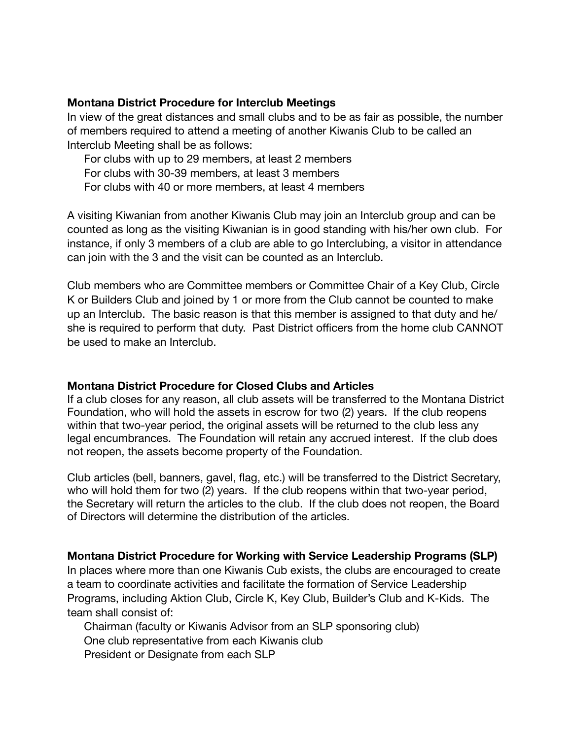**Montana District Procedure for Interclub Meetings**

In view of the great distances and small clubs and to be as fair as possible, the number of members required to attend a meeting of another Kiwanis Club to be called an Interclub Meeting shall be as follows:

For clubs with up to 29 members, at least 2 members
For clubs with 30-39 members, at least 3 members
For clubs with 40 or more members, at least 4 members

A visiting Kiwanian from another Kiwanis Club may join an Interclub group and can be counted as long as the visiting Kiwanian is in good standing with his/her own club. For instance, if only 3 members of a club are able to go Interclubing, a visitor in attendance can join with the 3 and the visit can be counted as an Interclub.

Club members who are Committee members or Committee Chair of a Key Club, Circle K or Builders Club and joined by 1 or more from the Club cannot be counted to make up an Interclub. The basic reason is that this member is assigned to that duty and he/she is required to perform that duty. Past District officers from the home club CANNOT be used to make an Interclub.

**Montana District Procedure for Closed Clubs and Articles**

If a club closes for any reason, all club assets will be transferred to the Montana District Foundation, who will hold the assets in escrow for two (2) years. If the club reopens within that two-year period, the original assets will be returned to the club less any legal encumbrances. The Foundation will retain any accrued interest. If the club does not reopen, the assets become property of the Foundation.

Club articles (bell, banners, gavel, flag, etc.) will be transferred to the District Secretary, who will hold them for two (2) years. If the club reopens within that two-year period, the Secretary will return the articles to the club. If the club does not reopen, the Board of Directors will determine the distribution of the articles.

**Montana District Procedure for Working with Service Leadership Programs (SLP)**

In places where more than one Kiwanis Cub exists, the clubs are encouraged to create a team to coordinate activities and facilitate the formation of Service Leadership Programs, including Aktion Club, Circle K, Key Club, Builder's Club and K-Kids. The team shall consist of:

Chairman (faculty or Kiwanis Advisor from an SLP sponsoring club)
One club representative from each Kiwanis club
President or Designate from each SLP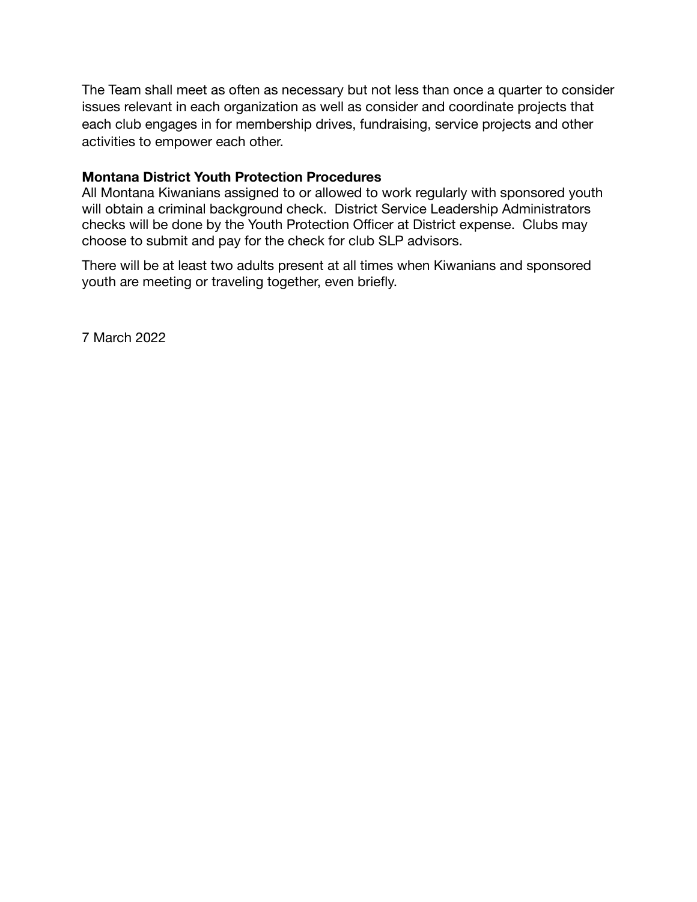The Team shall meet as often as necessary but not less than once a quarter to consider issues relevant in each organization as well as consider and coordinate projects that each club engages in for membership drives, fundraising, service projects and other activities to empower each other.

**Montana District Youth Protection Procedures**

All Montana Kiwanians assigned to or allowed to work regularly with sponsored youth will obtain a criminal background check. District Service Leadership Administrators checks will be done by the Youth Protection Officer at District expense. Clubs may choose to submit and pay for the check for club SLP advisors.

There will be at least two adults present at all times when Kiwanians and sponsored youth are meeting or traveling together, even briefly.

7 March 2022